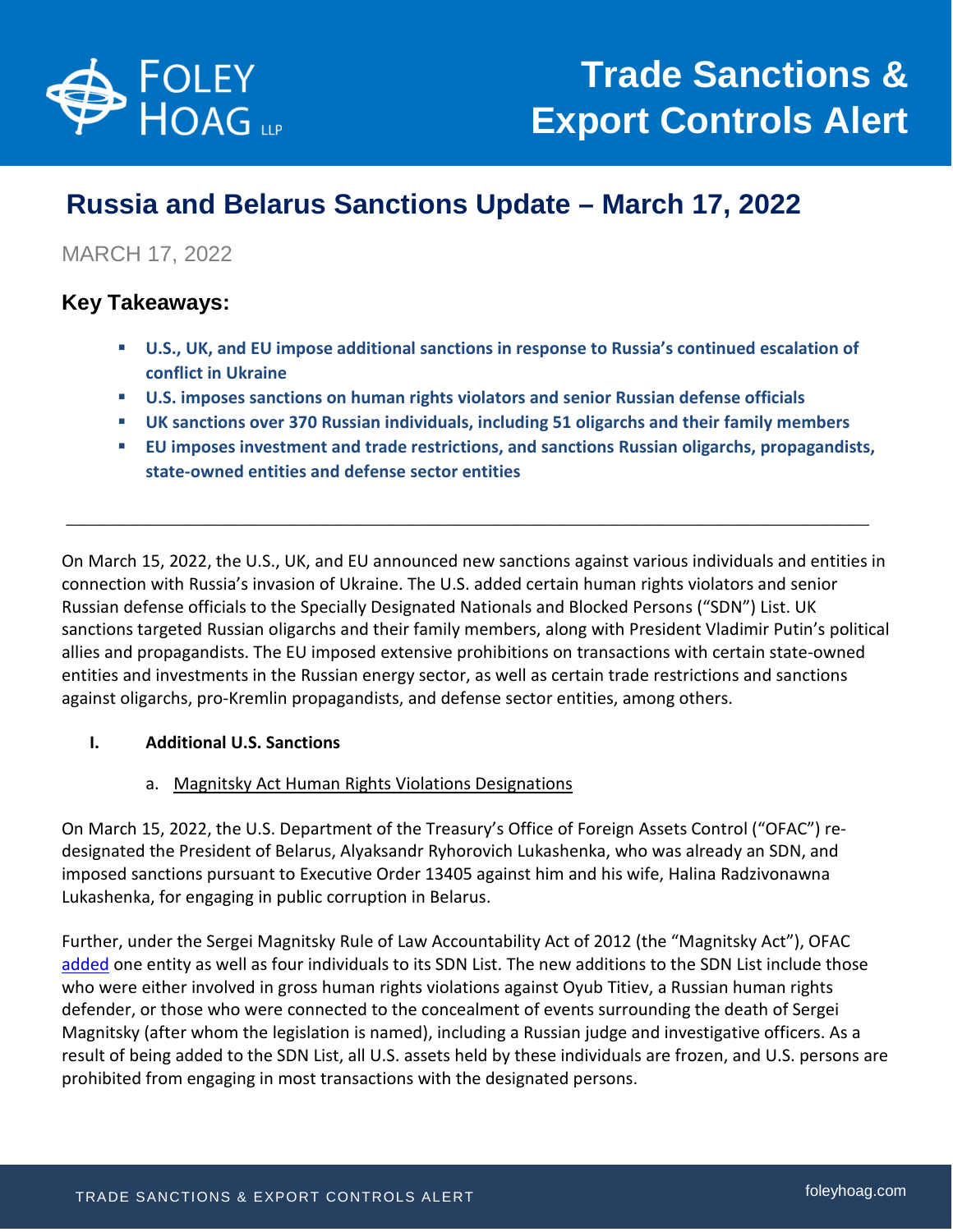# Trade Sanctions & Export Controls Alert

## Russia and Belarus Sanctions Update – March 17, 2022

MARCH 17, 2022

### Key Takeaways:

- **U.S., UK, and EU impose additional sanctions in response to Russia's continued escalation of conflict in Ukraine**
- **U.S. imposes sanctions on human rights violators and senior Russian defense officials**
- **UK sanctions over 370 Russian individuals, including 51 oligarchs and their family members**
- **EU imposes investment and trade restrictions, and sanctions Russian oligarchs, propagandists, state-owned entities and defense sector entities**

---

On March 15, 2022, the U.S., UK, and EU announced new sanctions against various individuals and entities in connection with Russia's invasion of Ukraine. The U.S. added certain human rights violators and senior Russian defense officials to the Specially Designated Nationals and Blocked Persons ("SDN") List. UK sanctions targeted Russian oligarchs and their family members, along with President Vladimir Putin's political allies and propagandists. The EU imposed extensive prohibitions on transactions with certain state-owned entities and investments in the Russian energy sector, as well as certain trade restrictions and sanctions against oligarchs, pro-Kremlin propagandists, and defense sector entities, among others.

**I. Additional U.S. Sanctions**

a. Magnitsky Act Human Rights Violations Designations

On March 15, 2022, the U.S. Department of the Treasury's Office of Foreign Assets Control ("OFAC") re-designated the President of Belarus, Alyaksandr Ryhorovich Lukashenka, who was already an SDN, and imposed sanctions pursuant to Executive Order 13405 against him and his wife, Halina Radzivonawna Lukashenka, for engaging in public corruption in Belarus.

Further, under the Sergei Magnitsky Rule of Law Accountability Act of 2012 (the "Magnitsky Act"), OFAC added one entity as well as four individuals to its SDN List. The new additions to the SDN List include those who were either involved in gross human rights violations against Oyub Titiev, a Russian human rights defender, or those who were connected to the concealment of events surrounding the death of Sergei Magnitsky (after whom the legislation is named), including a Russian judge and investigative officers. As a result of being added to the SDN List, all U.S. assets held by these individuals are frozen, and U.S. persons are prohibited from engaging in most transactions with the designated persons.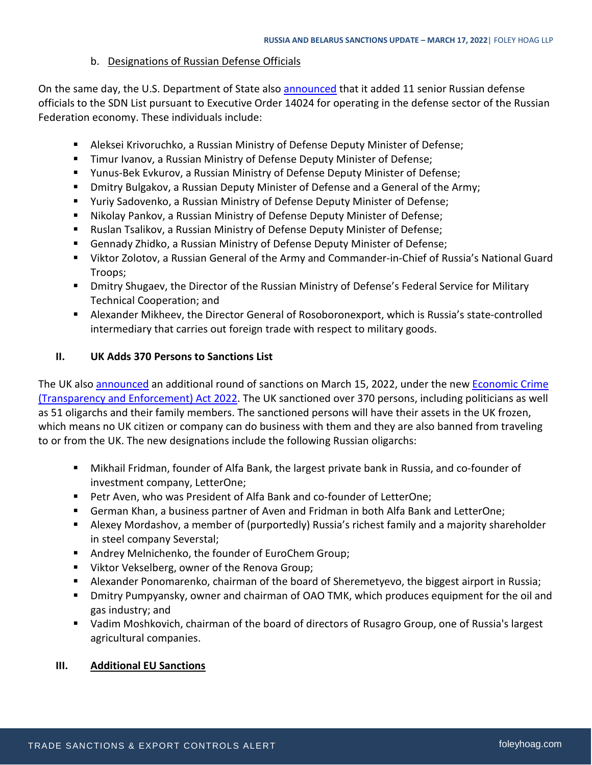b. Designations of Russian Defense Officials

On the same day, the U.S. Department of State also announced that it added 11 senior Russian defense officials to the SDN List pursuant to Executive Order 14024 for operating in the defense sector of the Russian Federation economy. These individuals include:

- Aleksei Krivoruchko, a Russian Ministry of Defense Deputy Minister of Defense;
- Timur Ivanov, a Russian Ministry of Defense Deputy Minister of Defense;
- Yunus-Bek Evkurov, a Russian Ministry of Defense Deputy Minister of Defense;
- Dmitry Bulgakov, a Russian Deputy Minister of Defense and a General of the Army;
- Yuriy Sadovenko, a Russian Ministry of Defense Deputy Minister of Defense;
- Nikolay Pankov, a Russian Ministry of Defense Deputy Minister of Defense;
- Ruslan Tsalikov, a Russian Ministry of Defense Deputy Minister of Defense;
- Gennady Zhidko, a Russian Ministry of Defense Deputy Minister of Defense;
- Viktor Zolotov, a Russian General of the Army and Commander-in-Chief of Russia's National Guard Troops;
- Dmitry Shugaev, the Director of the Russian Ministry of Defense's Federal Service for Military Technical Cooperation; and
- Alexander Mikheev, the Director General of Rosoboronexport, which is Russia's state-controlled intermediary that carries out foreign trade with respect to military goods.

## II. UK Adds 370 Persons to Sanctions List

The UK also announced an additional round of sanctions on March 15, 2022, under the new Economic Crime (Transparency and Enforcement) Act 2022. The UK sanctioned over 370 persons, including politicians as well as 51 oligarchs and their family members. The sanctioned persons will have their assets in the UK frozen, which means no UK citizen or company can do business with them and they are also banned from traveling to or from the UK. The new designations include the following Russian oligarchs:

- Mikhail Fridman, founder of Alfa Bank, the largest private bank in Russia, and co-founder of investment company, LetterOne;
- Petr Aven, who was President of Alfa Bank and co-founder of LetterOne;
- German Khan, a business partner of Aven and Fridman in both Alfa Bank and LetterOne;
- Alexey Mordashov, a member of (purportedly) Russia's richest family and a majority shareholder in steel company Severstal;
- Andrey Melnichenko, the founder of EuroChem Group;
- Viktor Vekselberg, owner of the Renova Group;
- Alexander Ponomarenko, chairman of the board of Sheremetyevo, the biggest airport in Russia;
- Dmitry Pumpyansky, owner and chairman of OAO TMK, which produces equipment for the oil and gas industry; and
- Vadim Moshkovich, chairman of the board of directors of Rusagro Group, one of Russia's largest agricultural companies.

## III. Additional EU Sanctions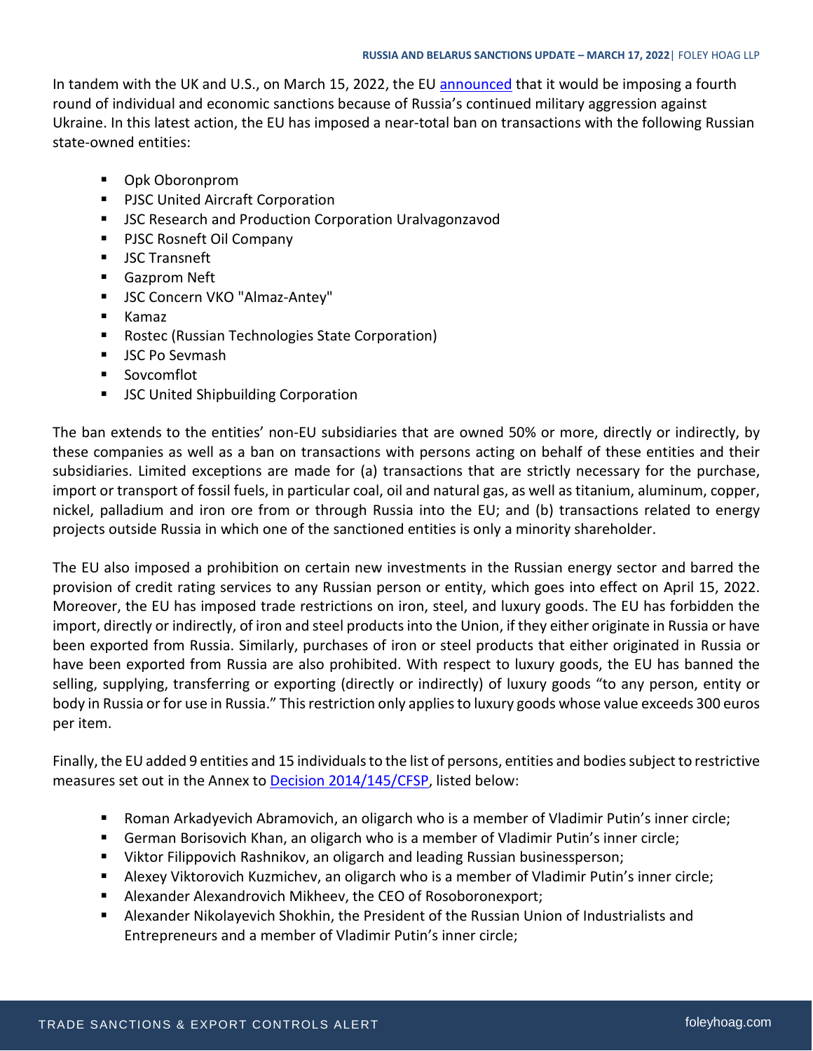In tandem with the UK and U.S., on March 15, 2022, the EU [announced](https://www.consilium.europa.eu/) that it would be imposing a fourth round of individual and economic sanctions because of Russia's continued military aggression against Ukraine. In this latest action, the EU has imposed a near-total ban on transactions with the following Russian state-owned entities:

- Opk Oboronprom
- PJSC United Aircraft Corporation
- JSC Research and Production Corporation Uralvagonzavod
- PJSC Rosneft Oil Company
- JSC Transneft
- Gazprom Neft
- JSC Concern VKO "Almaz-Antey"
- Kamaz
- Rostec (Russian Technologies State Corporation)
- JSC Po Sevmash
- Sovcomflot
- JSC United Shipbuilding Corporation

The ban extends to the entities' non-EU subsidiaries that are owned 50% or more, directly or indirectly, by these companies as well as a ban on transactions with persons acting on behalf of these entities and their subsidiaries. Limited exceptions are made for (a) transactions that are strictly necessary for the purchase, import or transport of fossil fuels, in particular coal, oil and natural gas, as well as titanium, aluminum, copper, nickel, palladium and iron ore from or through Russia into the EU; and (b) transactions related to energy projects outside Russia in which one of the sanctioned entities is only a minority shareholder.

The EU also imposed a prohibition on certain new investments in the Russian energy sector and barred the provision of credit rating services to any Russian person or entity, which goes into effect on April 15, 2022. Moreover, the EU has imposed trade restrictions on iron, steel, and luxury goods. The EU has forbidden the import, directly or indirectly, of iron and steel products into the Union, if they either originate in Russia or have been exported from Russia. Similarly, purchases of iron or steel products that either originated in Russia or have been exported from Russia are also prohibited. With respect to luxury goods, the EU has banned the selling, supplying, transferring or exporting (directly or indirectly) of luxury goods "to any person, entity or body in Russia or for use in Russia." This restriction only applies to luxury goods whose value exceeds 300 euros per item.

Finally, the EU added 9 entities and 15 individuals to the list of persons, entities and bodies subject to restrictive measures set out in the Annex to Decision 2014/145/CFSP, listed below:

- Roman Arkadyevich Abramovich, an oligarch who is a member of Vladimir Putin's inner circle;
- German Borisovich Khan, an oligarch who is a member of Vladimir Putin's inner circle;
- Viktor Filippovich Rashnikov, an oligarch and leading Russian businessperson;
- Alexey Viktorovich Kuzmichev, an oligarch who is a member of Vladimir Putin's inner circle;
- Alexander Alexandrovich Mikheev, the CEO of Rosoboronexport;
- Alexander Nikolayevich Shokhin, the President of the Russian Union of Industrialists and Entrepreneurs and a member of Vladimir Putin's inner circle;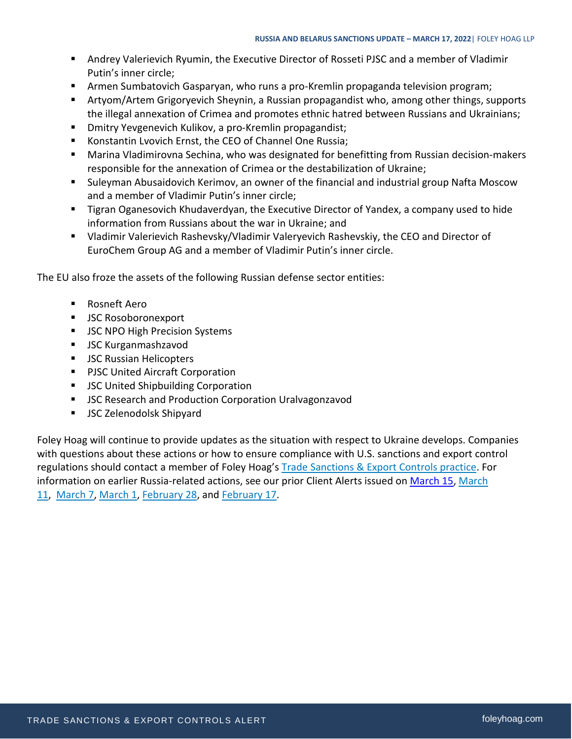- Andrey Valerievich Ryumin, the Executive Director of Rosseti PJSC and a member of Vladimir Putin's inner circle;
- Armen Sumbatovich Gasparyan, who runs a pro-Kremlin propaganda television program;
- Artyom/Artem Grigoryevich Sheynin, a Russian propagandist who, among other things, supports the illegal annexation of Crimea and promotes ethnic hatred between Russians and Ukrainians;
- Dmitry Yevgenevich Kulikov, a pro-Kremlin propagandist;
- Konstantin Lvovich Ernst, the CEO of Channel One Russia;
- Marina Vladimirovna Sechina, who was designated for benefitting from Russian decision-makers responsible for the annexation of Crimea or the destabilization of Ukraine;
- Suleyman Abusaidovich Kerimov, an owner of the financial and industrial group Nafta Moscow and a member of Vladimir Putin's inner circle;
- Tigran Oganesovich Khudaverdyan, the Executive Director of Yandex, a company used to hide information from Russians about the war in Ukraine; and
- Vladimir Valerievich Rashevsky/Vladimir Valeryevich Rashevskiy, the CEO and Director of EuroChem Group AG and a member of Vladimir Putin's inner circle.

The EU also froze the assets of the following Russian defense sector entities:

- Rosneft Aero
- JSC Rosoboronexport
- JSC NPO High Precision Systems
- JSC Kurganmashzavod
- JSC Russian Helicopters
- PJSC United Aircraft Corporation
- JSC United Shipbuilding Corporation
- JSC Research and Production Corporation Uralvagonzavod
- JSC Zelenodolsk Shipyard

Foley Hoag will continue to provide updates as the situation with respect to Ukraine develops. Companies with questions about these actions or how to ensure compliance with U.S. sanctions and export control regulations should contact a member of Foley Hoag's Trade Sanctions & Export Controls practice. For information on earlier Russia-related actions, see our prior Client Alerts issued on March 15, March 11, March 7, March 1, February 28, and February 17.